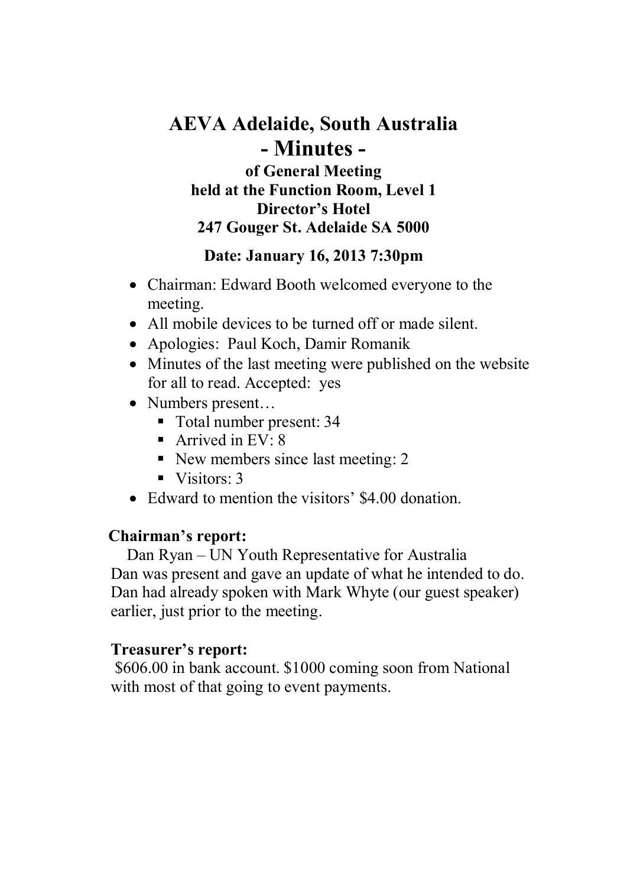# AEVA Adelaide, South Australia

## - Minutes -

### of General Meeting held at the Function Room, Level 1 Director's Hotel 247 Gouger St. Adelaide SA 5000

### Date: January 16, 2013 7:30pm

- Chairman: Edward Booth welcomed everyone to the meeting.
- All mobile devices to be turned off or made silent.
- Apologies: Paul Koch, Damir Romanik
- Minutes of the last meeting were published on the website for all to read. Accepted: yes
- Numbers present…
  - Total number present: 34
  - Arrived in EV: 8
  - New members since last meeting: 2
  - Visitors: 3
- Edward to mention the visitors' $4.00 donation.

**Chairman's report:**

Dan Ryan – UN Youth Representative for Australia

Dan was present and gave an update of what he intended to do. Dan had already spoken with Mark Whyte (our guest speaker) earlier, just prior to the meeting.

**Treasurer's report:**

$606.00 in bank account. $1000 coming soon from National with most of that going to event payments.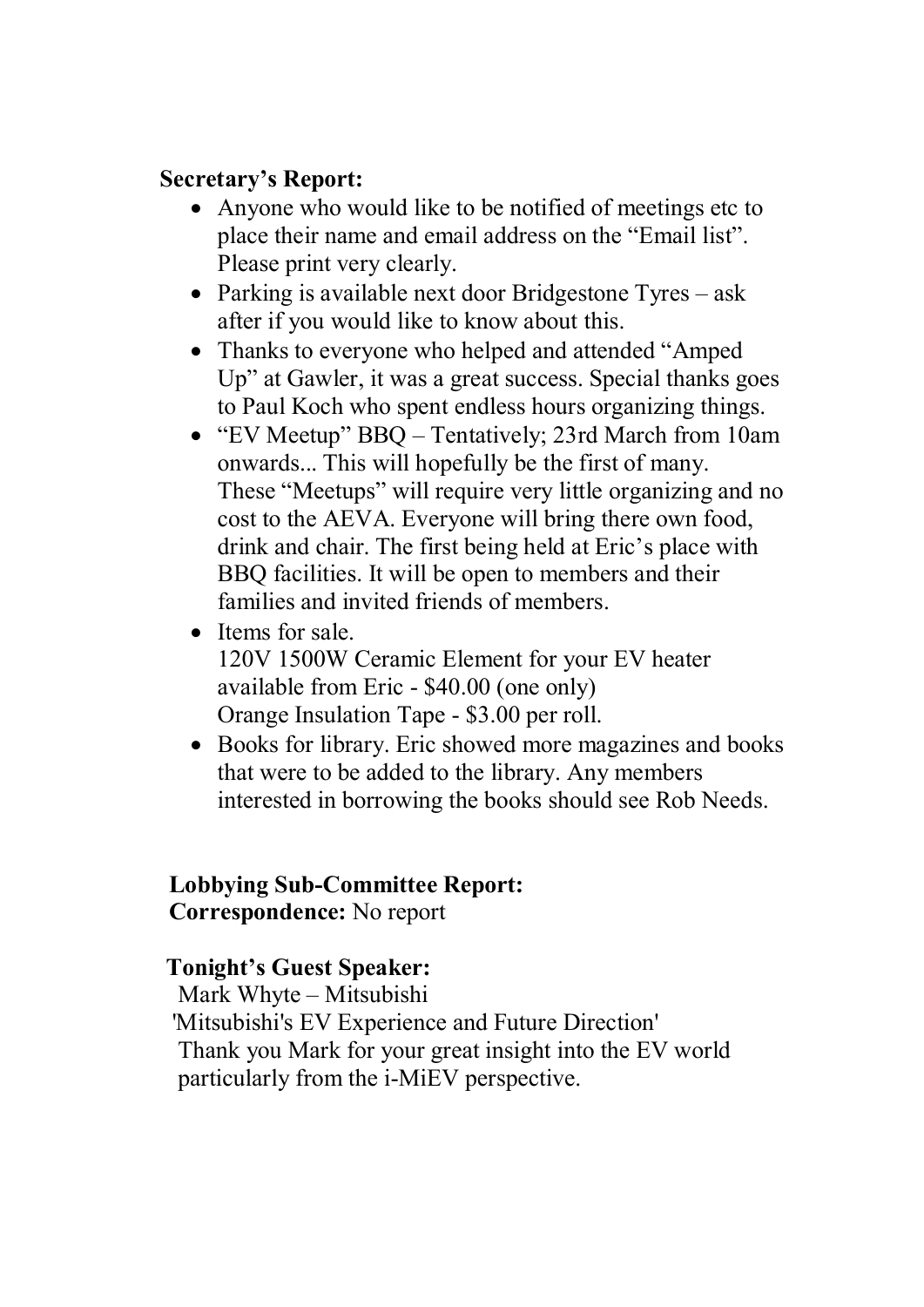**Secretary's Report:**

- Anyone who would like to be notified of meetings etc to place their name and email address on the "Email list". Please print very clearly.
- Parking is available next door Bridgestone Tyres – ask after if you would like to know about this.
- Thanks to everyone who helped and attended "Amped Up" at Gawler, it was a great success. Special thanks goes to Paul Koch who spent endless hours organizing things.
- "EV Meetup" BBQ – Tentatively; 23rd March from 10am onwards... This will hopefully be the first of many. These "Meetups" will require very little organizing and no cost to the AEVA. Everyone will bring there own food, drink and chair. The first being held at Eric's place with BBQ facilities. It will be open to members and their families and invited friends of members.
- Items for sale.
  120V 1500W Ceramic Element for your EV heater available from Eric - $40.00 (one only)
  Orange Insulation Tape - $3.00 per roll.
- Books for library. Eric showed more magazines and books that were to be added to the library. Any members interested in borrowing the books should see Rob Needs.

**Lobbying Sub-Committee Report:**
**Correspondence:** No report

**Tonight's Guest Speaker:**
Mark Whyte – Mitsubishi
'Mitsubishi's EV Experience and Future Direction'
Thank you Mark for your great insight into the EV world particularly from the i-MiEV perspective.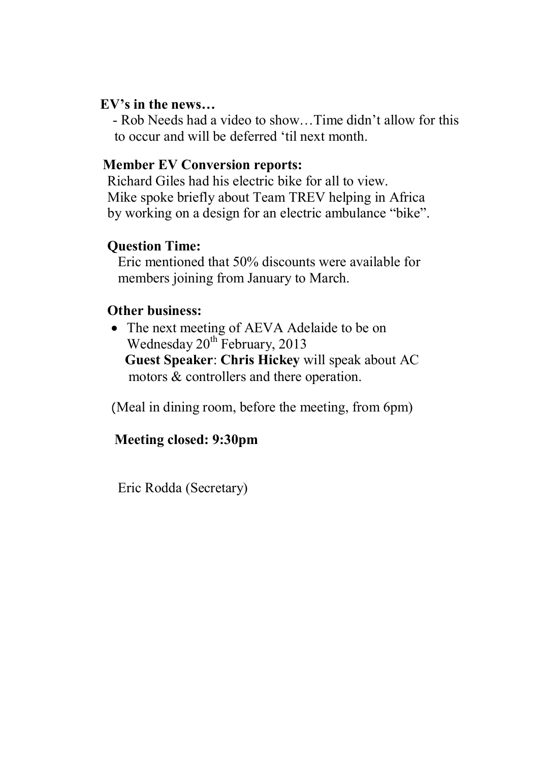**EV's in the news…**

- Rob Needs had a video to show…Time didn't allow for this to occur and will be deferred 'til next month.

**Member EV Conversion reports:**

Richard Giles had his electric bike for all to view.
Mike spoke briefly about Team TREV helping in Africa by working on a design for an electric ambulance "bike".

**Question Time:**

Eric mentioned that 50% discounts were available for members joining from January to March.

**Other business:**

- The next meeting of AEVA Adelaide to be on Wednesday 20th February, 2013
  **Guest Speaker**: **Chris Hickey** will speak about AC motors & controllers and there operation.

(Meal in dining room, before the meeting, from 6pm)

**Meeting closed: 9:30pm**

Eric Rodda (Secretary)